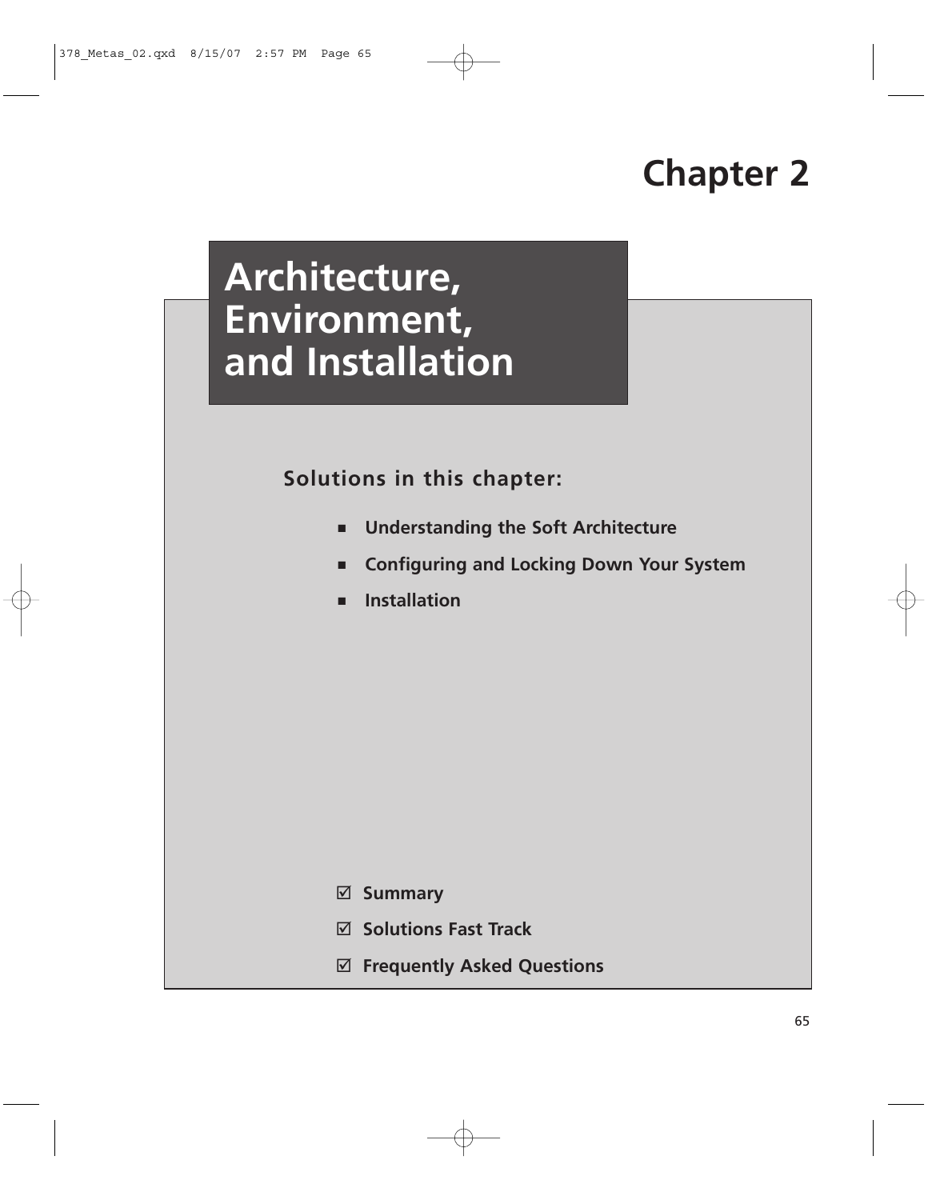# Chapter 2

# Architecture, Environment, and Installation

**Solutions in this chapter:**

- **Understanding the Soft Architecture**
- **Configuring and Locking Down Your System**
- **Installation**

☑ **Summary**

☑ **Solutions Fast Track**

☑ **Frequently Asked Questions**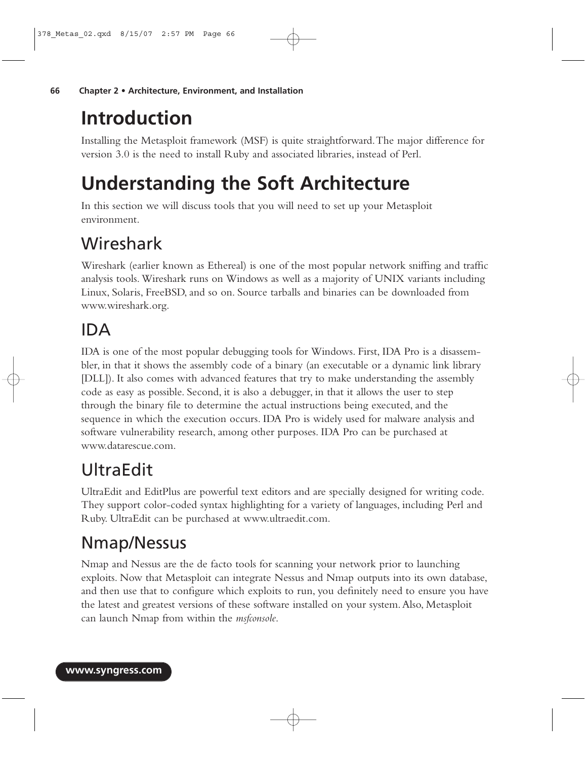# Introduction

Installing the Metasploit framework (MSF) is quite straightforward. The major difference for version 3.0 is the need to install Ruby and associated libraries, instead of Perl.

# Understanding the Soft Architecture

In this section we will discuss tools that you will need to set up your Metasploit environment.

## Wireshark

Wireshark (earlier known as Ethereal) is one of the most popular network sniffing and traffic analysis tools. Wireshark runs on Windows as well as a majority of UNIX variants including Linux, Solaris, FreeBSD, and so on. Source tarballs and binaries can be downloaded from www.wireshark.org.

## IDA

IDA is one of the most popular debugging tools for Windows. First, IDA Pro is a disassembler, in that it shows the assembly code of a binary (an executable or a dynamic link library [DLL]). It also comes with advanced features that try to make understanding the assembly code as easy as possible. Second, it is also a debugger, in that it allows the user to step through the binary file to determine the actual instructions being executed, and the sequence in which the execution occurs. IDA Pro is widely used for malware analysis and software vulnerability research, among other purposes. IDA Pro can be purchased at www.datarescue.com.

## UltraEdit

UltraEdit and EditPlus are powerful text editors and are specially designed for writing code. They support color-coded syntax highlighting for a variety of languages, including Perl and Ruby. UltraEdit can be purchased at www.ultraedit.com.

## Nmap/Nessus

Nmap and Nessus are the de facto tools for scanning your network prior to launching exploits. Now that Metasploit can integrate Nessus and Nmap outputs into its own database, and then use that to configure which exploits to run, you definitely need to ensure you have the latest and greatest versions of these software installed on your system. Also, Metasploit can launch Nmap from within the *msfconsole*.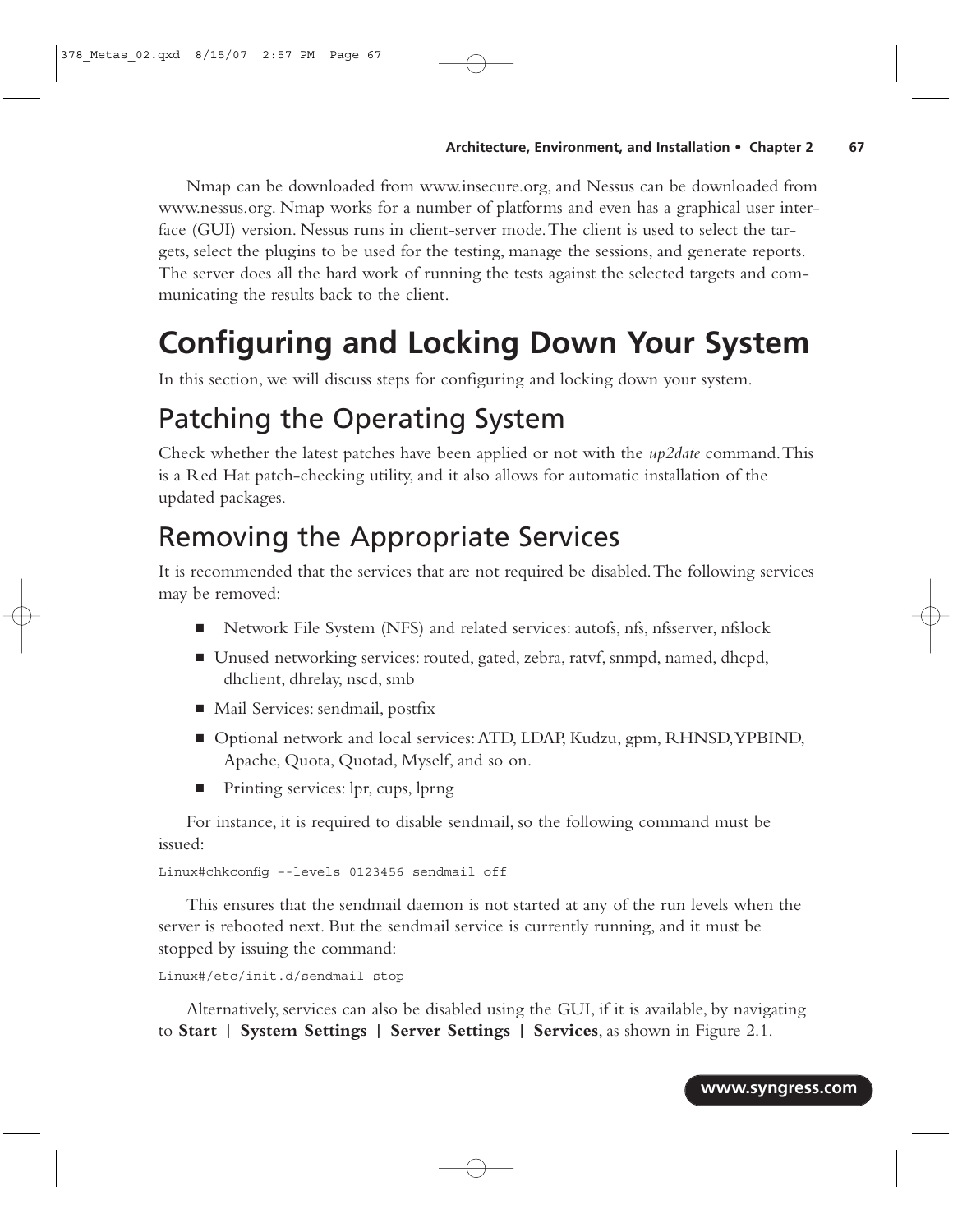Nmap can be downloaded from www.insecure.org, and Nessus can be downloaded from www.nessus.org. Nmap works for a number of platforms and even has a graphical user interface (GUI) version. Nessus runs in client-server mode. The client is used to select the targets, select the plugins to be used for the testing, manage the sessions, and generate reports. The server does all the hard work of running the tests against the selected targets and communicating the results back to the client.

# Configuring and Locking Down Your System

In this section, we will discuss steps for configuring and locking down your system.

## Patching the Operating System

Check whether the latest patches have been applied or not with the *up2date* command. This is a Red Hat patch-checking utility, and it also allows for automatic installation of the updated packages.

## Removing the Appropriate Services

It is recommended that the services that are not required be disabled. The following services may be removed:

- Network File System (NFS) and related services: autofs, nfs, nfsserver, nfslock
- Unused networking services: routed, gated, zebra, ratvf, snmpd, named, dhcpd, dhclient, dhrelay, nscd, smb
- Mail Services: sendmail, postfix
- Optional network and local services: ATD, LDAP, Kudzu, gpm, RHNSD, YPBIND, Apache, Quota, Quotad, Myself, and so on.
- Printing services: lpr, cups, lprng

For instance, it is required to disable sendmail, so the following command must be issued:

```
Linux#chkconfig --levels 0123456 sendmail off
```

This ensures that the sendmail daemon is not started at any of the run levels when the server is rebooted next. But the sendmail service is currently running, and it must be stopped by issuing the command:

```
Linux#/etc/init.d/sendmail stop
```

Alternatively, services can also be disabled using the GUI, if it is available, by navigating to **Start | System Settings | Server Settings | Services**, as shown in Figure 2.1.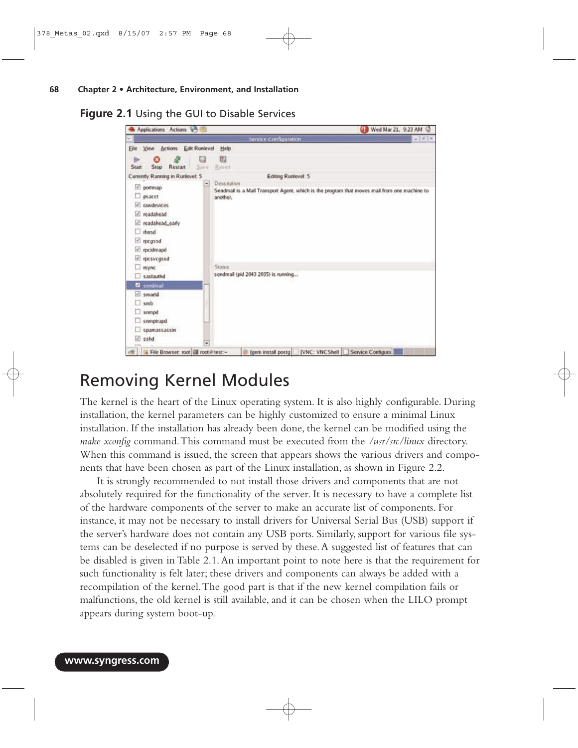**Figure 2.1** Using the GUI to Disable Services

# Removing Kernel Modules

The kernel is the heart of the Linux operating system. It is also highly configurable. During installation, the kernel parameters can be highly customized to ensure a minimal Linux installation. If the installation has already been done, the kernel can be modified using the *make xconfig* command. This command must be executed from the */usr/src/linux* directory. When this command is issued, the screen that appears shows the various drivers and components that have been chosen as part of the Linux installation, as shown in Figure 2.2.

It is strongly recommended to not install those drivers and components that are not absolutely required for the functionality of the server. It is necessary to have a complete list of the hardware components of the server to make an accurate list of components. For instance, it may not be necessary to install drivers for Universal Serial Bus (USB) support if the server's hardware does not contain any USB ports. Similarly, support for various file systems can be deselected if no purpose is served by these. A suggested list of features that can be disabled is given in Table 2.1. An important point to note here is that the requirement for such functionality is felt later; these drivers and components can always be added with a recompilation of the kernel. The good part is that if the new kernel compilation fails or malfunctions, the old kernel is still available, and it can be chosen when the LILO prompt appears during system boot-up.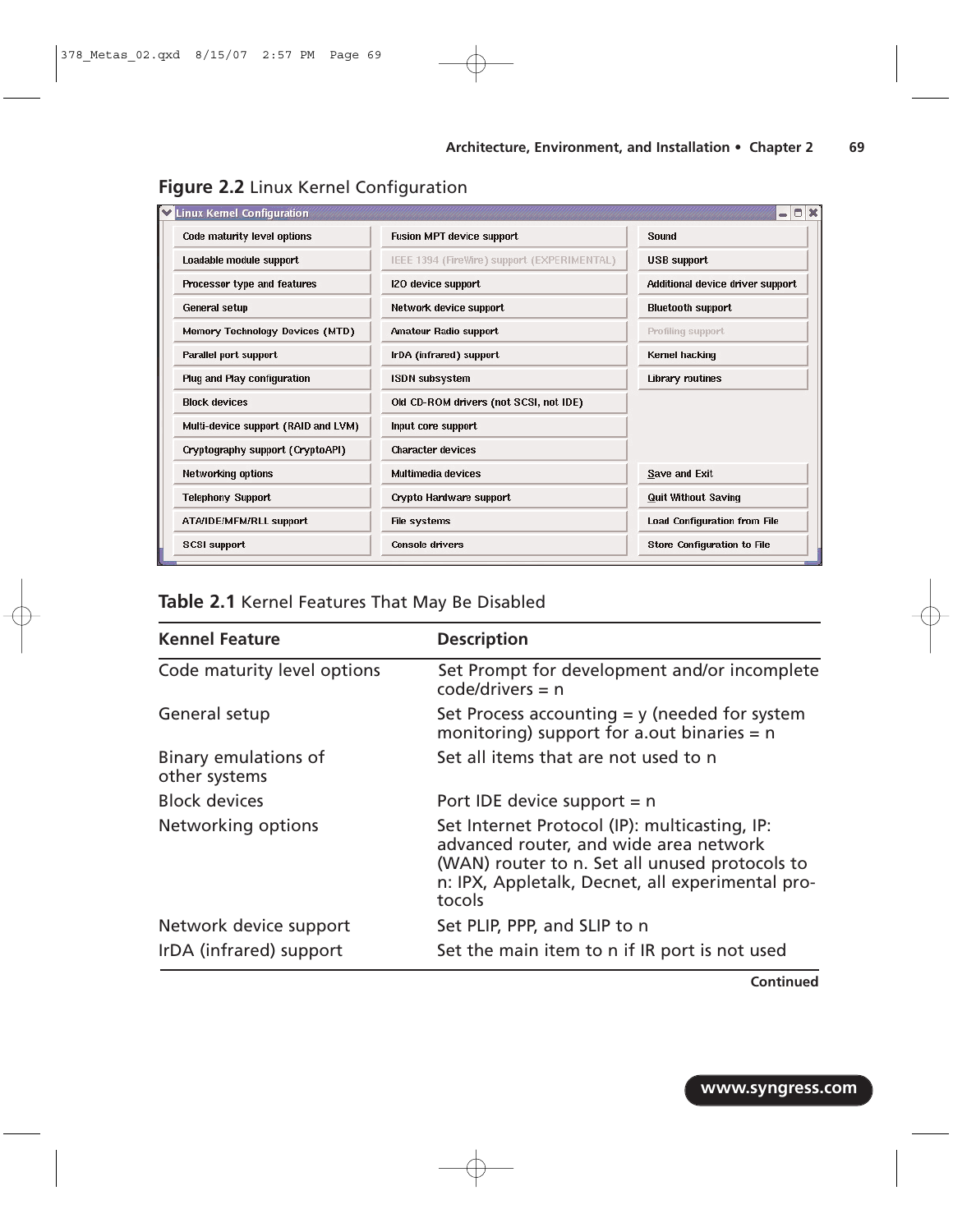**Figure 2.2** Linux Kernel Configuration

**Table 2.1** Kernel Features That May Be Disabled

| Kennel Feature | Description |
|---|---|
| Code maturity level options | Set Prompt for development and/or incomplete code/drivers = n |
| General setup | Set Process accounting = y (needed for system monitoring) support for a.out binaries = n |
| Binary emulations of other systems | Set all items that are not used to n |
| Block devices | Port IDE device support = n |
| Networking options | Set Internet Protocol (IP): multicasting, IP: advanced router, and wide area network (WAN) router to n. Set all unused protocols to n: IPX, Appletalk, Decnet, all experimental protocols |
| Network device support | Set PLIP, PPP, and SLIP to n |
| IrDA (infrared) support | Set the main item to n if IR port is not used |

**Continued**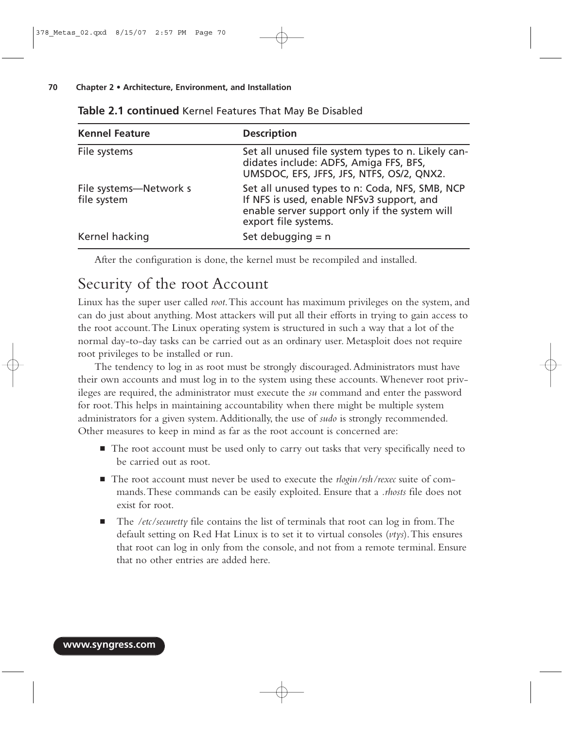**Table 2.1 continued** Kernel Features That May Be Disabled

| Kennel Feature | Description |
|---|---|
| File systems | Set all unused file system types to n. Likely candidates include: ADFS, Amiga FFS, BFS, UMSDOC, EFS, JFFS, JFS, NTFS, OS/2, QNX2. |
| File systems—Network s file system | Set all unused types to n: Coda, NFS, SMB, NCP If NFS is used, enable NFSv3 support, and enable server support only if the system will export file systems. |
| Kernel hacking | Set debugging = n |

After the configuration is done, the kernel must be recompiled and installed.

## Security of the root Account

Linux has the super user called *root*. This account has maximum privileges on the system, and can do just about anything. Most attackers will put all their efforts in trying to gain access to the root account. The Linux operating system is structured in such a way that a lot of the normal day-to-day tasks can be carried out as an ordinary user. Metasploit does not require root privileges to be installed or run.

The tendency to log in as root must be strongly discouraged. Administrators must have their own accounts and must log in to the system using these accounts. Whenever root privileges are required, the administrator must execute the *su* command and enter the password for root. This helps in maintaining accountability when there might be multiple system administrators for a given system. Additionally, the use of *sudo* is strongly recommended. Other measures to keep in mind as far as the root account is concerned are:

- The root account must be used only to carry out tasks that very specifically need to be carried out as root.
- The root account must never be used to execute the *rlogin/rsh/rexec* suite of commands. These commands can be easily exploited. Ensure that a *.rhosts* file does not exist for root.
- The */etc/securetty* file contains the list of terminals that root can log in from. The default setting on Red Hat Linux is to set it to virtual consoles (*vtys*). This ensures that root can log in only from the console, and not from a remote terminal. Ensure that no other entries are added here.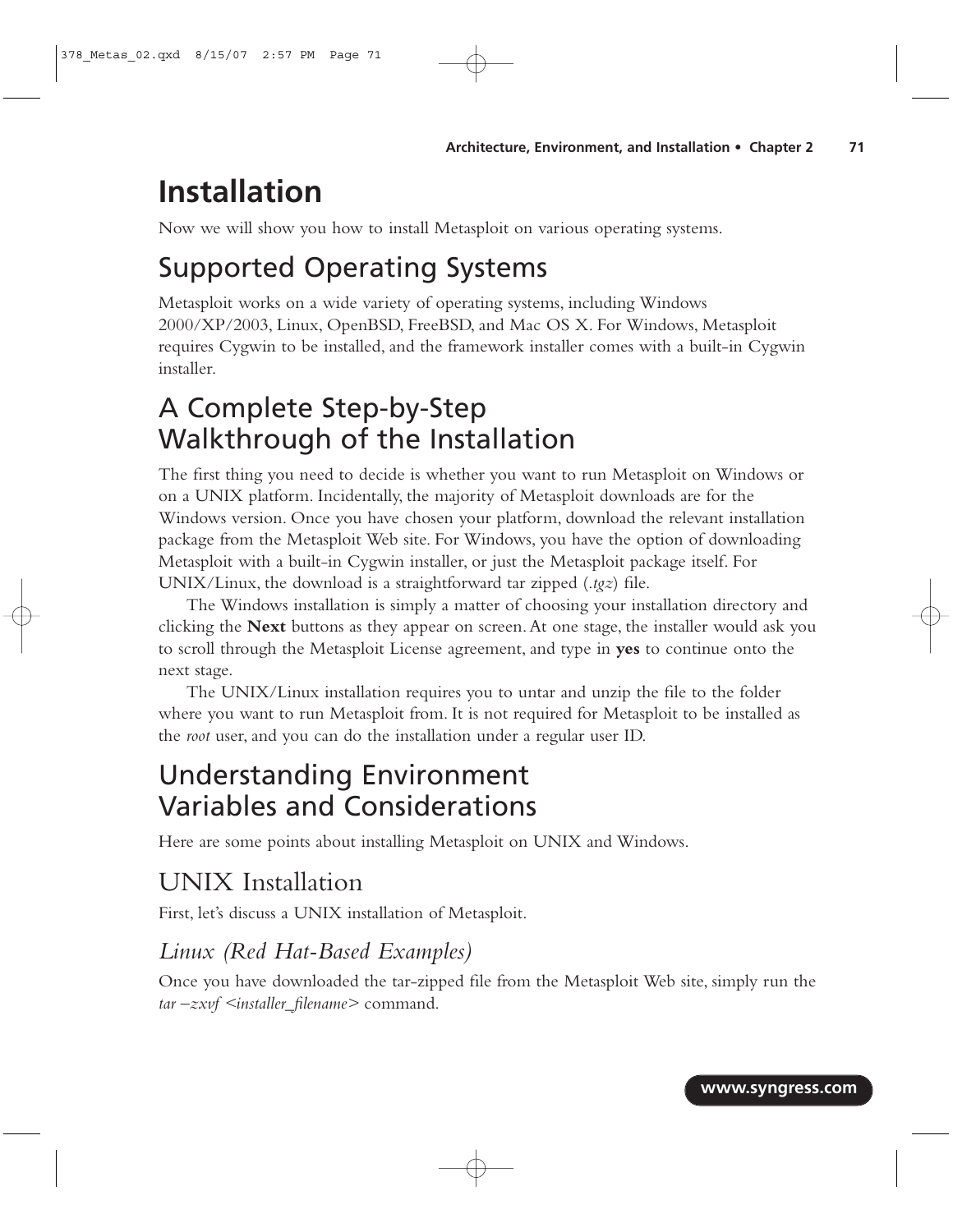# Installation

Now we will show you how to install Metasploit on various operating systems.

## Supported Operating Systems

Metasploit works on a wide variety of operating systems, including Windows 2000/XP/2003, Linux, OpenBSD, FreeBSD, and Mac OS X. For Windows, Metasploit requires Cygwin to be installed, and the framework installer comes with a built-in Cygwin installer.

## A Complete Step-by-Step Walkthrough of the Installation

The first thing you need to decide is whether you want to run Metasploit on Windows or on a UNIX platform. Incidentally, the majority of Metasploit downloads are for the Windows version. Once you have chosen your platform, download the relevant installation package from the Metasploit Web site. For Windows, you have the option of downloading Metasploit with a built-in Cygwin installer, or just the Metasploit package itself. For UNIX/Linux, the download is a straightforward tar zipped (*.tgz*) file.

The Windows installation is simply a matter of choosing your installation directory and clicking the **Next** buttons as they appear on screen. At one stage, the installer would ask you to scroll through the Metasploit License agreement, and type in **yes** to continue onto the next stage.

The UNIX/Linux installation requires you to untar and unzip the file to the folder where you want to run Metasploit from. It is not required for Metasploit to be installed as the *root* user, and you can do the installation under a regular user ID.

## Understanding Environment Variables and Considerations

Here are some points about installing Metasploit on UNIX and Windows.

### UNIX Installation

First, let's discuss a UNIX installation of Metasploit.

#### *Linux (Red Hat-Based Examples)*

Once you have downloaded the tar-zipped file from the Metasploit Web site, simply run the *tar –zxvf <installer_filename>* command.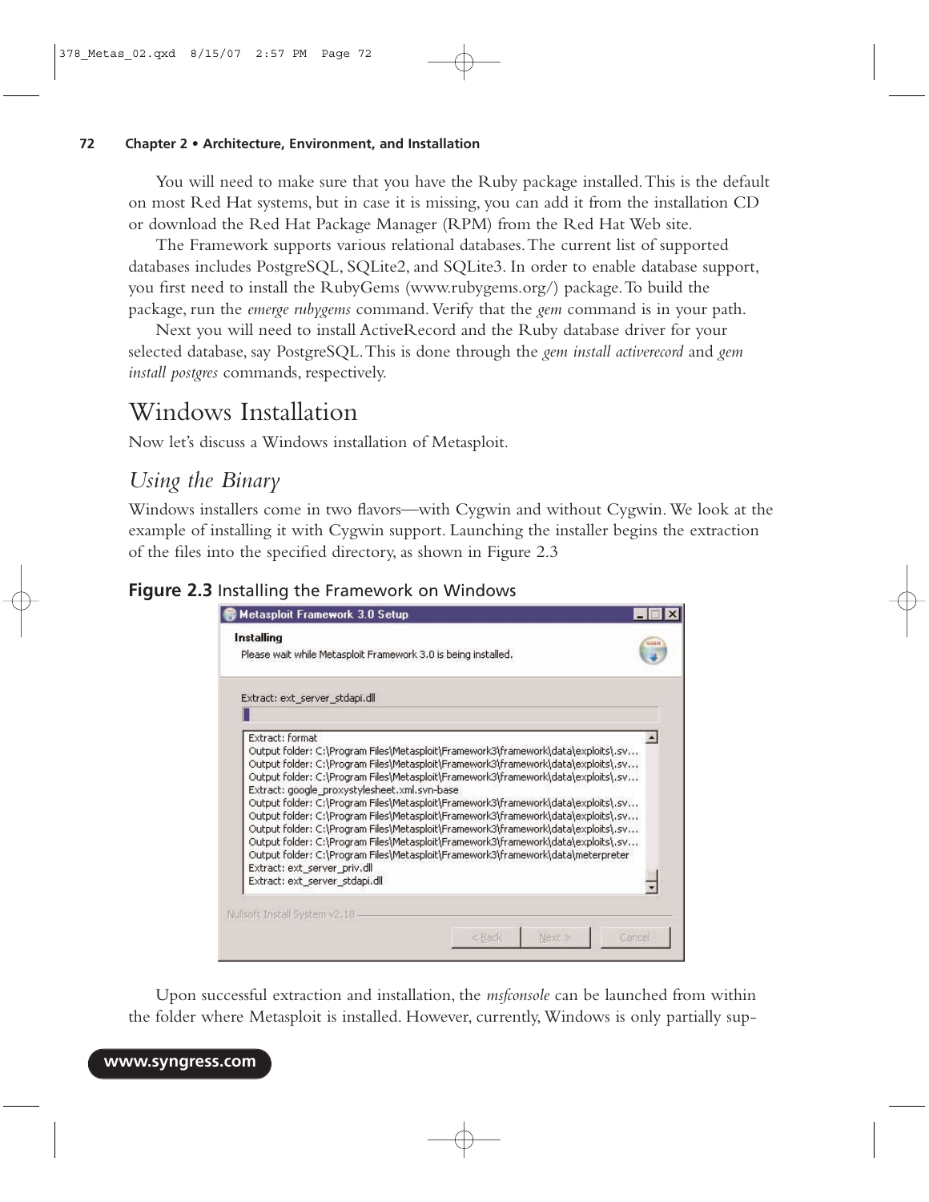You will need to make sure that you have the Ruby package installed. This is the default on most Red Hat systems, but in case it is missing, you can add it from the installation CD or download the Red Hat Package Manager (RPM) from the Red Hat Web site.

The Framework supports various relational databases. The current list of supported databases includes PostgreSQL, SQLite2, and SQLite3. In order to enable database support, you first need to install the RubyGems (www.rubygems.org/) package. To build the package, run the *emerge rubygems* command. Verify that the *gem* command is in your path.

Next you will need to install ActiveRecord and the Ruby database driver for your selected database, say PostgreSQL. This is done through the *gem install activerecord* and *gem install postgres* commands, respectively.

# Windows Installation

Now let's discuss a Windows installation of Metasploit.

## *Using the Binary*

Windows installers come in two flavors—with Cygwin and without Cygwin. We look at the example of installing it with Cygwin support. Launching the installer begins the extraction of the files into the specified directory, as shown in Figure 2.3

**Figure 2.3** Installing the Framework on Windows

Upon successful extraction and installation, the *msfconsole* can be launched from within the folder where Metasploit is installed. However, currently, Windows is only partially sup-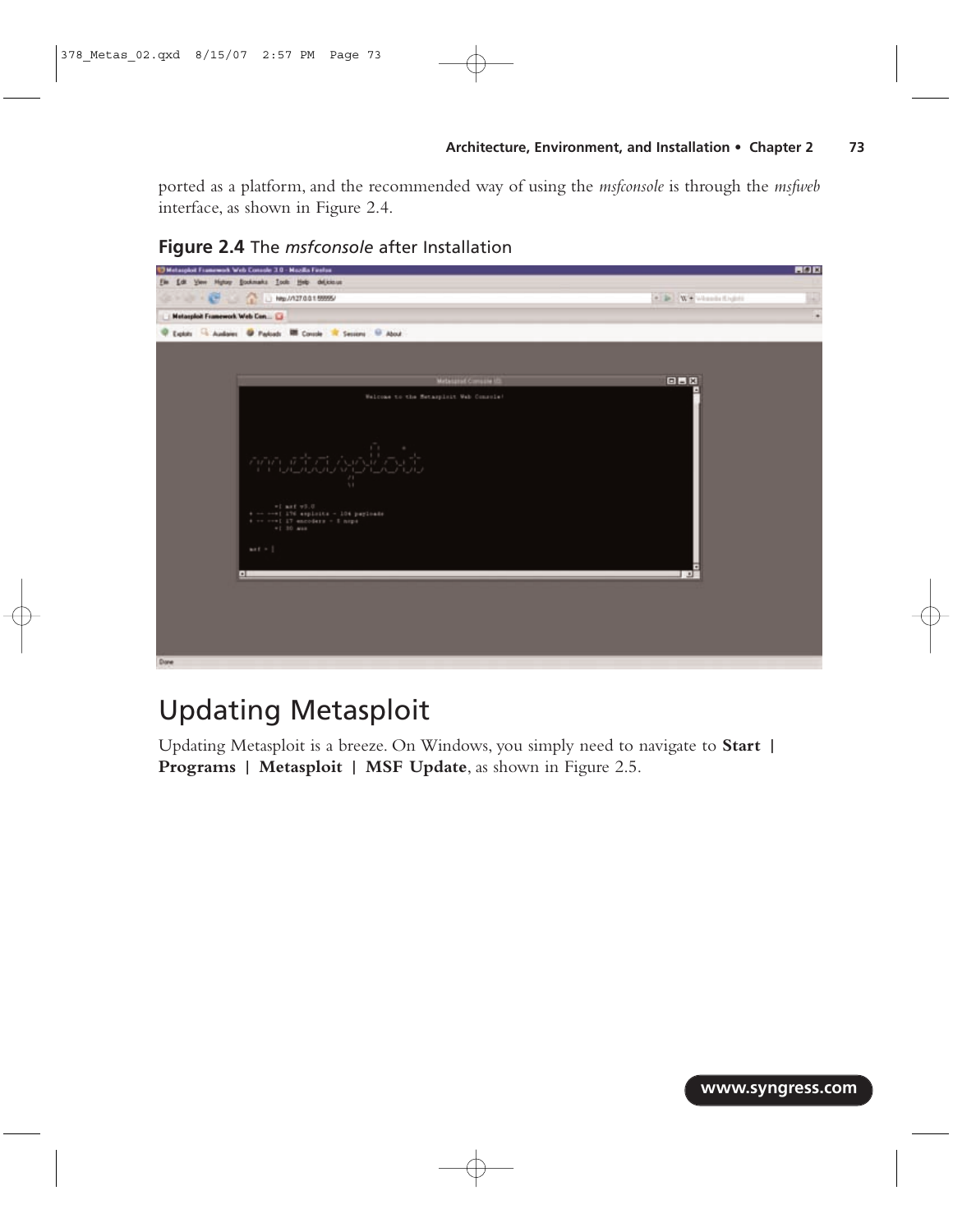ported as a platform, and the recommended way of using the *msfconsole* is through the *msfweb* interface, as shown in Figure 2.4.

**Figure 2.4** The *msfconsole* after Installation

## Updating Metasploit

Updating Metasploit is a breeze. On Windows, you simply need to navigate to **Start | Programs | Metasploit | MSF Update**, as shown in Figure 2.5.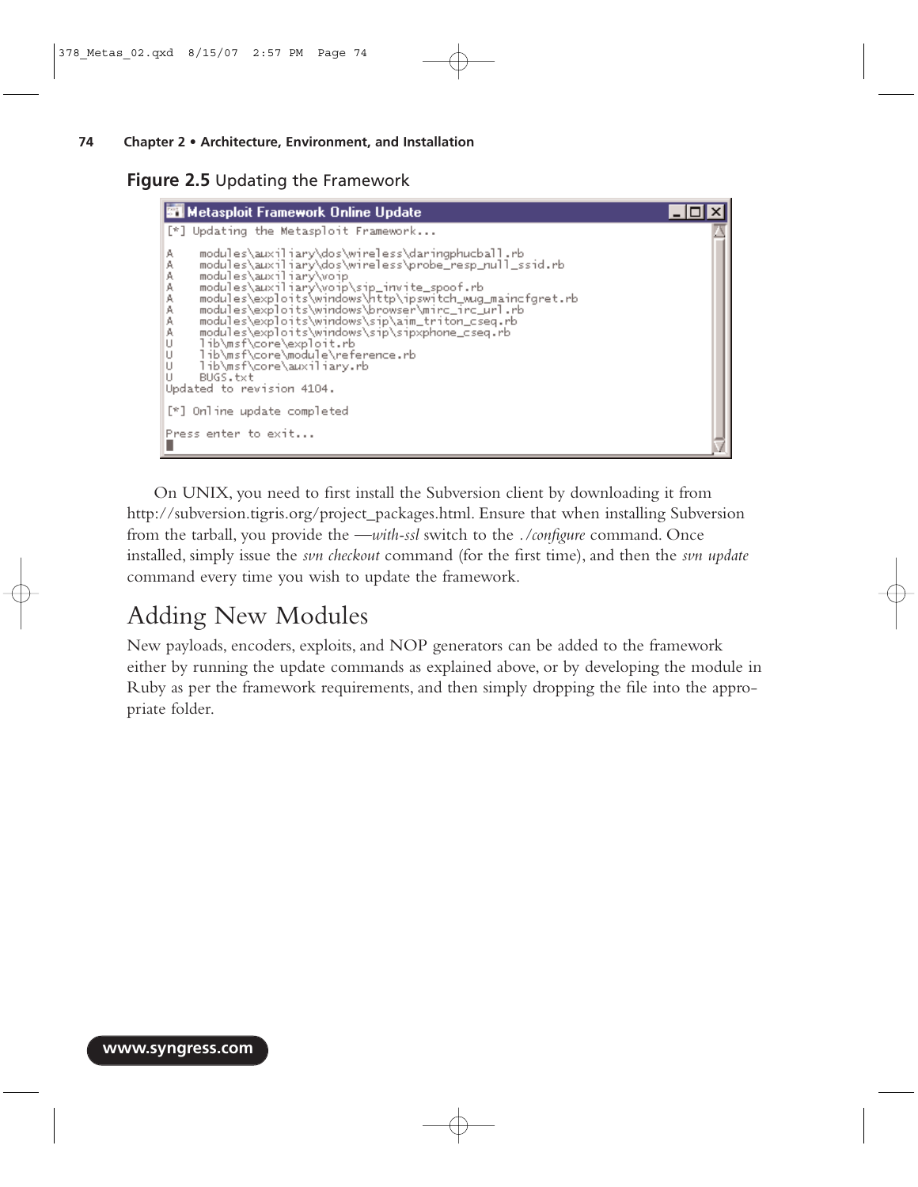**Figure 2.5** Updating the Framework

```
Metasploit Framework Online Update
[*] Updating the Metasploit Framework...

A    modules\auxiliary\dos\wireless\daringphucball.rb
A    modules\auxiliary\dos\wireless\probe_resp_null_ssid.rb
A    modules\auxiliary\voip
A    modules\auxiliary\voip\sip_invite_spoof.rb
A    modules\exploits\windows\http\ipswitch_wug_maincfgret.rb
A    modules\exploits\windows\browser\mirc_irc_url.rb
A    modules\exploits\windows\sip\aim_triton_cseq.rb
A    modules\exploits\windows\sip\sipxphone_cseq.rb
U    lib\msf\core\exploit.rb
U    lib\msf\core\module\reference.rb
U    lib\msf\core\auxiliary.rb
U    BUGS.txt
Updated to revision 4104.

[*] Online update completed

Press enter to exit...
```

On UNIX, you need to first install the Subversion client by downloading it from http://subversion.tigris.org/project_packages.html. Ensure that when installing Subversion from the tarball, you provide the *—with-ssl* switch to the *./configure* command. Once installed, simply issue the *svn checkout* command (for the first time), and then the *svn update* command every time you wish to update the framework.

## Adding New Modules

New payloads, encoders, exploits, and NOP generators can be added to the framework either by running the update commands as explained above, or by developing the module in Ruby as per the framework requirements, and then simply dropping the file into the appropriate folder.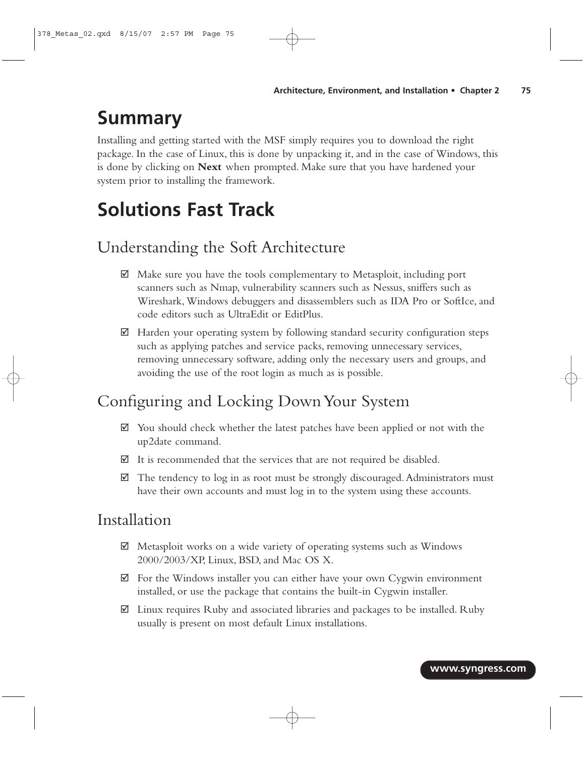# Summary

Installing and getting started with the MSF simply requires you to download the right package. In the case of Linux, this is done by unpacking it, and in the case of Windows, this is done by clicking on **Next** when prompted. Make sure that you have hardened your system prior to installing the framework.

# Solutions Fast Track

## Understanding the Soft Architecture

- ☑ Make sure you have the tools complementary to Metasploit, including port scanners such as Nmap, vulnerability scanners such as Nessus, sniffers such as Wireshark, Windows debuggers and disassemblers such as IDA Pro or SoftIce, and code editors such as UltraEdit or EditPlus.
- ☑ Harden your operating system by following standard security configuration steps such as applying patches and service packs, removing unnecessary services, removing unnecessary software, adding only the necessary users and groups, and avoiding the use of the root login as much as is possible.

## Configuring and Locking Down Your System

- ☑ You should check whether the latest patches have been applied or not with the up2date command.
- ☑ It is recommended that the services that are not required be disabled.
- ☑ The tendency to log in as root must be strongly discouraged. Administrators must have their own accounts and must log in to the system using these accounts.

## Installation

- ☑ Metasploit works on a wide variety of operating systems such as Windows 2000/2003/XP, Linux, BSD, and Mac OS X.
- ☑ For the Windows installer you can either have your own Cygwin environment installed, or use the package that contains the built-in Cygwin installer.
- ☑ Linux requires Ruby and associated libraries and packages to be installed. Ruby usually is present on most default Linux installations.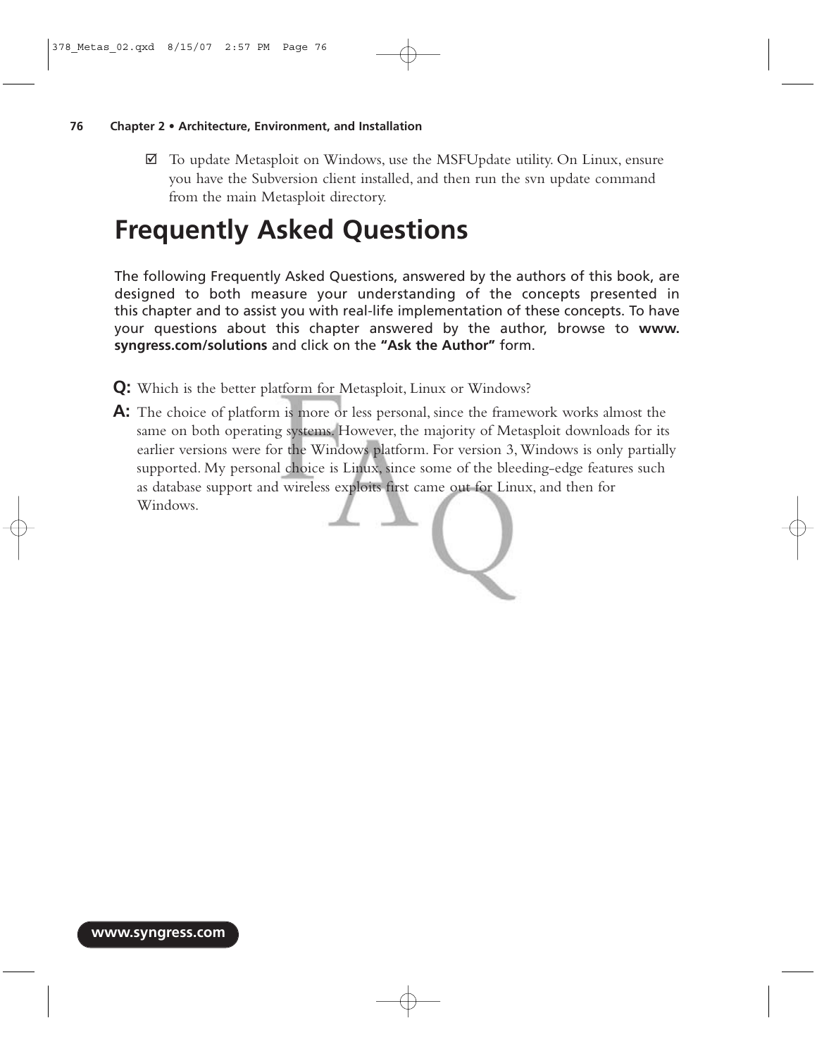- ☑ To update Metasploit on Windows, use the MSFUpdate utility. On Linux, ensure you have the Subversion client installed, and then run the svn update command from the main Metasploit directory.

## Frequently Asked Questions

The following Frequently Asked Questions, answered by the authors of this book, are designed to both measure your understanding of the concepts presented in this chapter and to assist you with real-life implementation of these concepts. To have your questions about this chapter answered by the author, browse to **www.syngress.com/solutions** and click on the **"Ask the Author"** form.

**Q:** Which is the better platform for Metasploit, Linux or Windows?

**A:** The choice of platform is more or less personal, since the framework works almost the same on both operating systems. However, the majority of Metasploit downloads for its earlier versions were for the Windows platform. For version 3, Windows is only partially supported. My personal choice is Linux, since some of the bleeding-edge features such as database support and wireless exploits first came out for Linux, and then for Windows.